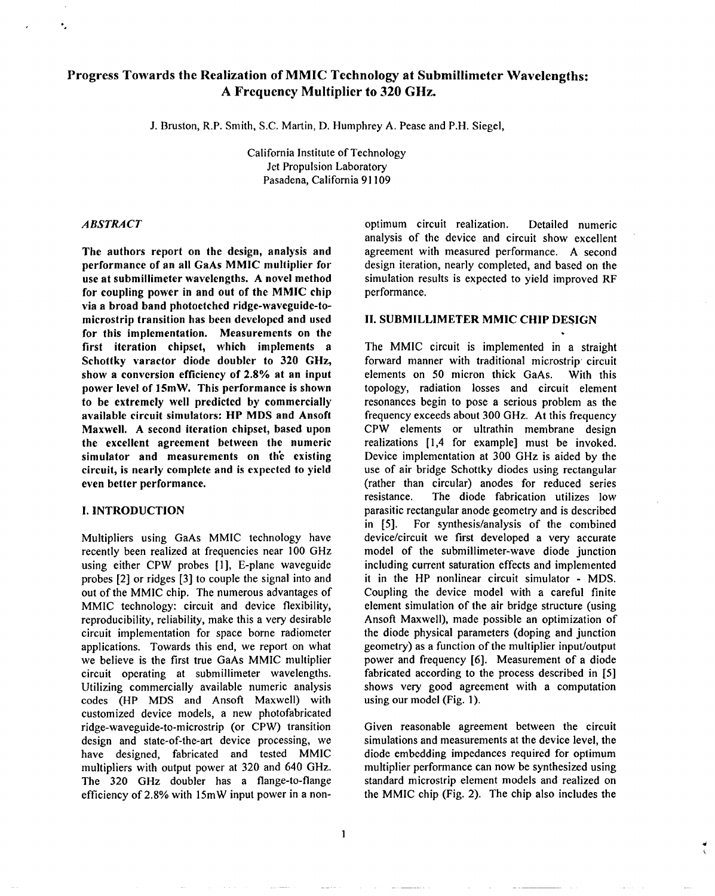# Progress Towards the Realization of MMIC Technology at Submillimeter Wavelengths: A Frequency Multiplier to 320 GHz.

J. Bruston, R.P. Smith, S.C. Martin, D. Humphrey A. Pease and P.H. Siegel,

California Institute of Technology
Jet Propulsion Laboratory
Pasadena, California 91109

## *ABSTRACT*

**The authors report on the design, analysis and performance of an all GaAs MMIC multiplier for use at submillimeter wavelengths. A novel method for coupling power in and out of the MMIC chip via a broad band photoetched ridge-waveguide-to-microstrip transition has been developed and used for this implementation. Measurements on the first iteration chipset, which implements a Schottky varactor diode doubler to 320 GHz, show a conversion efficiency of 2.8% at an input power level of 15mW. This performance is shown to be extremely well predicted by commercially available circuit simulators: HP MDS and Ansoft Maxwell. A second iteration chipset, based upon the excellent agreement between the numeric simulator and measurements on the existing circuit, is nearly complete and is expected to yield even better performance.**

## I. INTRODUCTION

Multipliers using GaAs MMIC technology have recently been realized at frequencies near 100 GHz using either CPW probes [1], E-plane waveguide probes [2] or ridges [3] to couple the signal into and out of the MMIC chip. The numerous advantages of MMIC technology: circuit and device flexibility, reproducibility, reliability, make this a very desirable circuit implementation for space borne radiometer applications. Towards this end, we report on what we believe is the first true GaAs MMIC multiplier circuit operating at submillimeter wavelengths. Utilizing commercially available numeric analysis codes (HP MDS and Ansoft Maxwell) with customized device models, a new photofabricated ridge-waveguide-to-microstrip (or CPW) transition design and state-of-the-art device processing, we have designed, fabricated and tested MMIC multipliers with output power at 320 and 640 GHz. The 320 GHz doubler has a flange-to-flange efficiency of 2.8% with 15mW input power in a non-optimum circuit realization. Detailed numeric analysis of the device and circuit show excellent agreement with measured performance. A second design iteration, nearly completed, and based on the simulation results is expected to yield improved RF performance.

## II. SUBMILLIMETER MMIC CHIP DESIGN

The MMIC circuit is implemented in a straight forward manner with traditional microstrip circuit elements on 50 micron thick GaAs. With this topology, radiation losses and circuit element resonances begin to pose a serious problem as the frequency exceeds about 300 GHz. At this frequency CPW elements or ultrathin membrane design realizations [1,4 for example] must be invoked. Device implementation at 300 GHz is aided by the use of air bridge Schottky diodes using rectangular (rather than circular) anodes for reduced series resistance. The diode fabrication utilizes low parasitic rectangular anode geometry and is described in [5]. For synthesis/analysis of the combined device/circuit we first developed a very accurate model of the submillimeter-wave diode junction including current saturation effects and implemented it in the HP nonlinear circuit simulator - MDS. Coupling the device model with a careful finite element simulation of the air bridge structure (using Ansoft Maxwell), made possible an optimization of the diode physical parameters (doping and junction geometry) as a function of the multiplier input/output power and frequency [6]. Measurement of a diode fabricated according to the process described in [5] shows very good agreement with a computation using our model (Fig. 1).

Given reasonable agreement between the circuit simulations and measurements at the device level, the diode embedding impedances required for optimum multiplier performance can now be synthesized using standard microstrip element models and realized on the MMIC chip (Fig. 2). The chip also includes the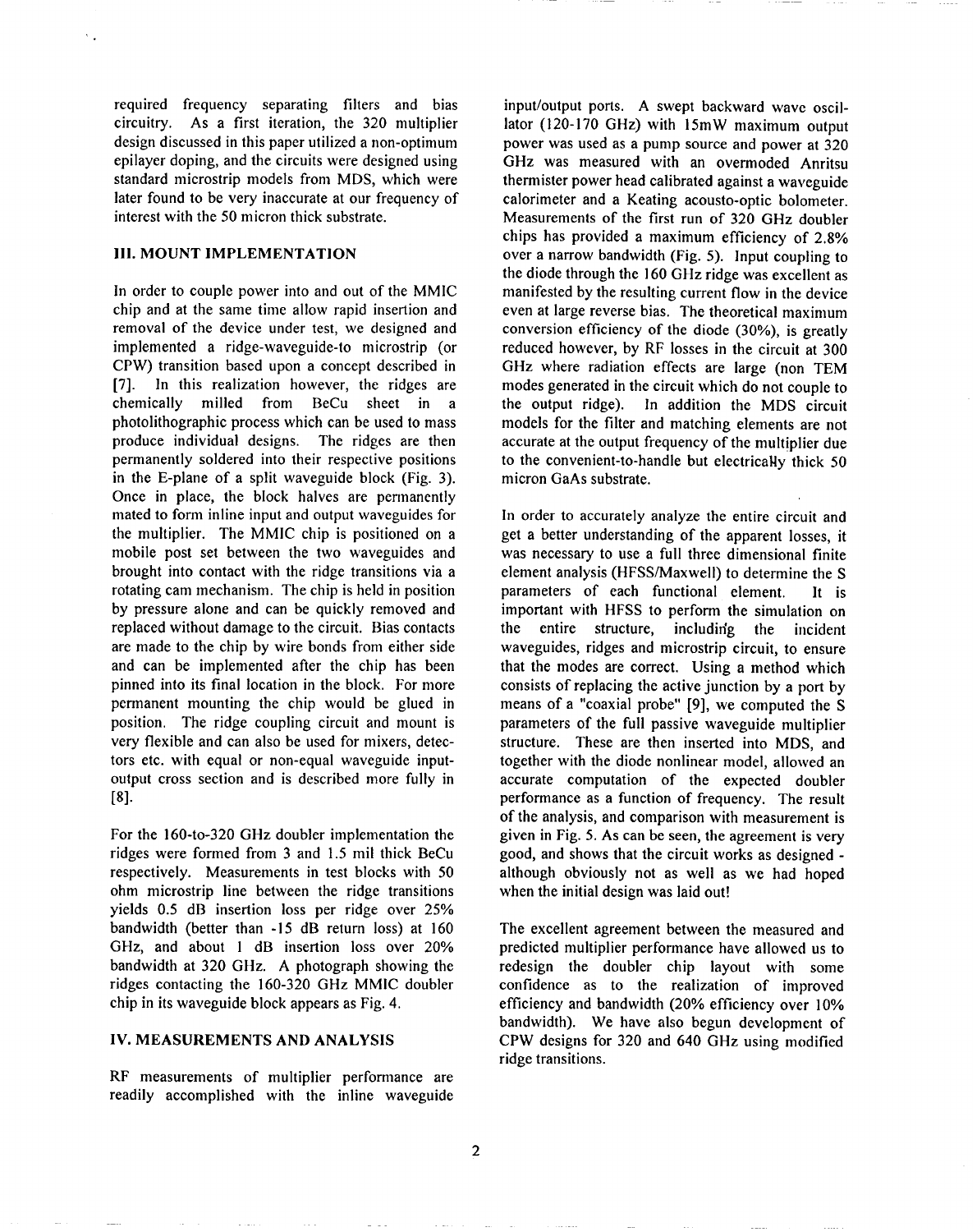required frequency separating filters and bias circuitry. As a first iteration, the 320 multiplier design discussed in this paper utilized a non-optimum epilayer doping, and the circuits were designed using standard microstrip models from MDS, which were later found to be very inaccurate at our frequency of interest with the 50 micron thick substrate.

## III. MOUNT IMPLEMENTATION

In order to couple power into and out of the MMIC chip and at the same time allow rapid insertion and removal of the device under test, we designed and implemented a ridge-waveguide-to microstrip (or CPW) transition based upon a concept described in [7]. In this realization however, the ridges are chemically milled from BeCu sheet in a photolithographic process which can be used to mass produce individual designs. The ridges are then permanently soldered into their respective positions in the E-plane of a split waveguide block (Fig. 3). Once in place, the block halves are permanently mated to form inline input and output waveguides for the multiplier. The MMIC chip is positioned on a mobile post set between the two waveguides and brought into contact with the ridge transitions via a rotating cam mechanism. The chip is held in position by pressure alone and can be quickly removed and replaced without damage to the circuit. Bias contacts are made to the chip by wire bonds from either side and can be implemented after the chip has been pinned into its final location in the block. For more permanent mounting the chip would be glued in position. The ridge coupling circuit and mount is very flexible and can also be used for mixers, detectors etc. with equal or non-equal waveguide input-output cross section and is described more fully in [8].

For the 160-to-320 GHz doubler implementation the ridges were formed from 3 and 1.5 mil thick BeCu respectively. Measurements in test blocks with 50 ohm microstrip line between the ridge transitions yields 0.5 dB insertion loss per ridge over 25% bandwidth (better than -15 dB return loss) at 160 GHz, and about 1 dB insertion loss over 20% bandwidth at 320 GHz. A photograph showing the ridges contacting the 160-320 GHz MMIC doubler chip in its waveguide block appears as Fig. 4.

## IV. MEASUREMENTS AND ANALYSIS

RF measurements of multiplier performance are readily accomplished with the inline waveguide input/output ports. A swept backward wave oscillator (120-170 GHz) with 15mW maximum output power was used as a pump source and power at 320 GHz was measured with an overmoded Anritsu thermister power head calibrated against a waveguide calorimeter and a Keating acousto-optic bolometer. Measurements of the first run of 320 GHz doubler chips has provided a maximum efficiency of 2.8% over a narrow bandwidth (Fig. 5). Input coupling to the diode through the 160 GHz ridge was excellent as manifested by the resulting current flow in the device even at large reverse bias. The theoretical maximum conversion efficiency of the diode (30%), is greatly reduced however, by RF losses in the circuit at 300 GHz where radiation effects are large (non TEM modes generated in the circuit which do not couple to the output ridge). In addition the MDS circuit models for the filter and matching elements are not accurate at the output frequency of the multiplier due to the convenient-to-handle but electrically thick 50 micron GaAs substrate.

In order to accurately analyze the entire circuit and get a better understanding of the apparent losses, it was necessary to use a full three dimensional finite element analysis (HFSS/Maxwell) to determine the S parameters of each functional element. It is important with HFSS to perform the simulation on the entire structure, including the incident waveguides, ridges and microstrip circuit, to ensure that the modes are correct. Using a method which consists of replacing the active junction by a port by means of a "coaxial probe" [9], we computed the S parameters of the full passive waveguide multiplier structure. These are then inserted into MDS, and together with the diode nonlinear model, allowed an accurate computation of the expected doubler performance as a function of frequency. The result of the analysis, and comparison with measurement is given in Fig. 5. As can be seen, the agreement is very good, and shows that the circuit works as designed - although obviously not as well as we had hoped when the initial design was laid out!

The excellent agreement between the measured and predicted multiplier performance have allowed us to redesign the doubler chip layout with some confidence as to the realization of improved efficiency and bandwidth (20% efficiency over 10% bandwidth). We have also begun development of CPW designs for 320 and 640 GHz using modified ridge transitions.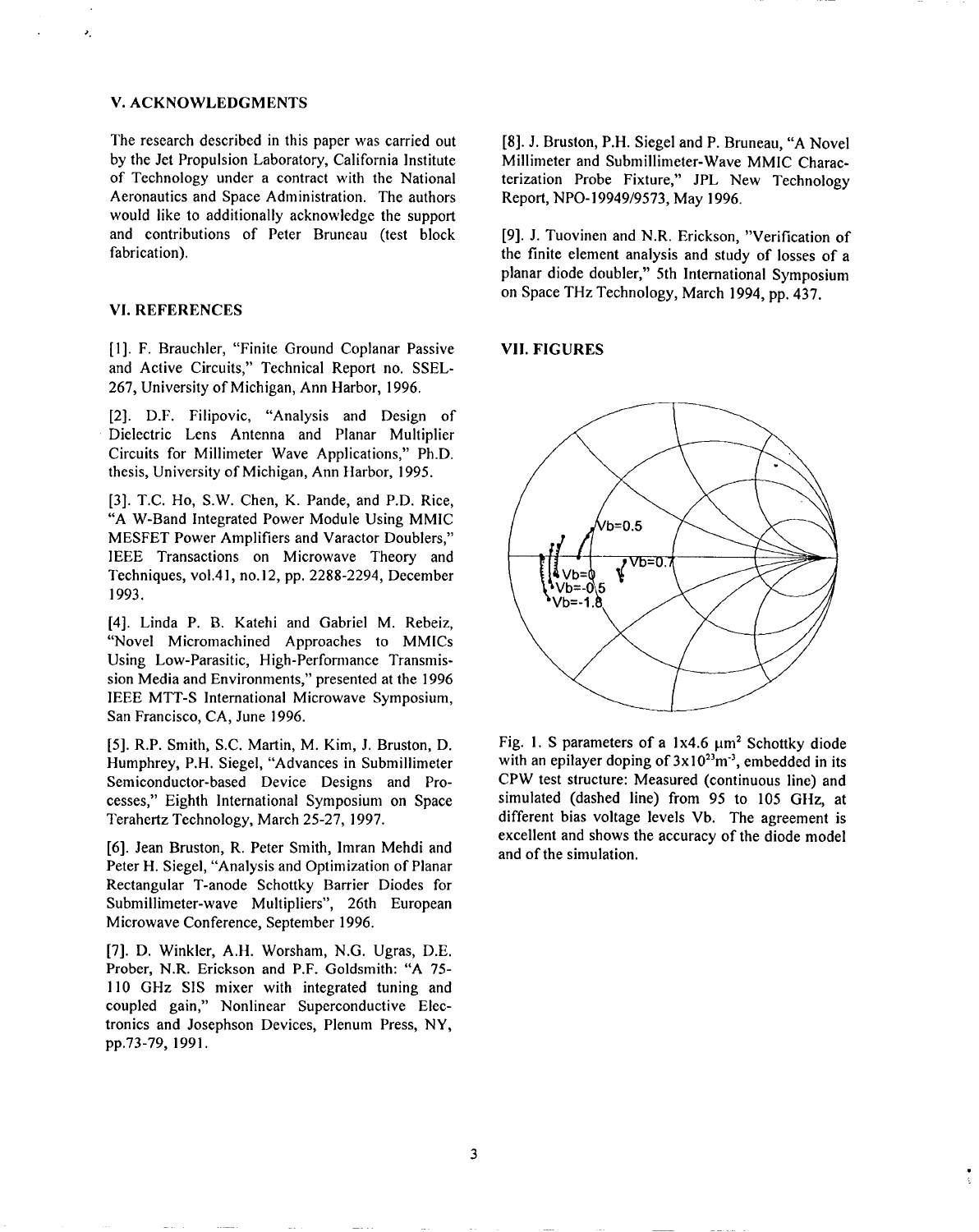## V. ACKNOWLEDGMENTS

The research described in this paper was carried out by the Jet Propulsion Laboratory, California Institute of Technology under a contract with the National Aeronautics and Space Administration. The authors would like to additionally acknowledge the support and contributions of Peter Bruneau (test block fabrication).

## VI. REFERENCES

[1]. F. Brauchler, "Finite Ground Coplanar Passive and Active Circuits," Technical Report no. SSEL-267, University of Michigan, Ann Harbor, 1996.

[2]. D.F. Filipovic, "Analysis and Design of Dielectric Lens Antenna and Planar Multiplier Circuits for Millimeter Wave Applications," Ph.D. thesis, University of Michigan, Ann Harbor, 1995.

[3]. T.C. Ho, S.W. Chen, K. Pande, and P.D. Rice, "A W-Band Integrated Power Module Using MMIC MESFET Power Amplifiers and Varactor Doublers," IEEE Transactions on Microwave Theory and Techniques, vol.41, no.12, pp. 2288-2294, December 1993.

[4]. Linda P. B. Katehi and Gabriel M. Rebeiz, "Novel Micromachined Approaches to MMICs Using Low-Parasitic, High-Performance Transmission Media and Environments," presented at the 1996 IEEE MTT-S International Microwave Symposium, San Francisco, CA, June 1996.

[5]. R.P. Smith, S.C. Martin, M. Kim, J. Bruston, D. Humphrey, P.H. Siegel, "Advances in Submillimeter Semiconductor-based Device Designs and Processes," Eighth International Symposium on Space Terahertz Technology, March 25-27, 1997.

[6]. Jean Bruston, R. Peter Smith, Imran Mehdi and Peter H. Siegel, "Analysis and Optimization of Planar Rectangular T-anode Schottky Barrier Diodes for Submillimeter-wave Multipliers", 26th European Microwave Conference, September 1996.

[7]. D. Winkler, A.H. Worsham, N.G. Ugras, D.E. Prober, N.R. Erickson and P.F. Goldsmith: "A 75-110 GHz SIS mixer with integrated tuning and coupled gain," Nonlinear Superconductive Electronics and Josephson Devices, Plenum Press, NY, pp.73-79, 1991.

[8]. J. Bruston, P.H. Siegel and P. Bruneau, "A Novel Millimeter and Submillimeter-Wave MMIC Characterization Probe Fixture," JPL New Technology Report, NPO-19949/9573, May 1996.

[9]. J. Tuovinen and N.R. Erickson, "Verification of the finite element analysis and study of losses of a planar diode doubler," 5th International Symposium on Space THz Technology, March 1994, pp. 437.

## VII. FIGURES

Fig. 1. S parameters of a 1x4.6 $\mu m^2$ Schottky diode with an epilayer doping of $3x10^{23}m^{-3}$, embedded in its CPW test structure: Measured (continuous line) and simulated (dashed line) from 95 to 105 GHz, at different bias voltage levels Vb. The agreement is excellent and shows the accuracy of the diode model and of the simulation.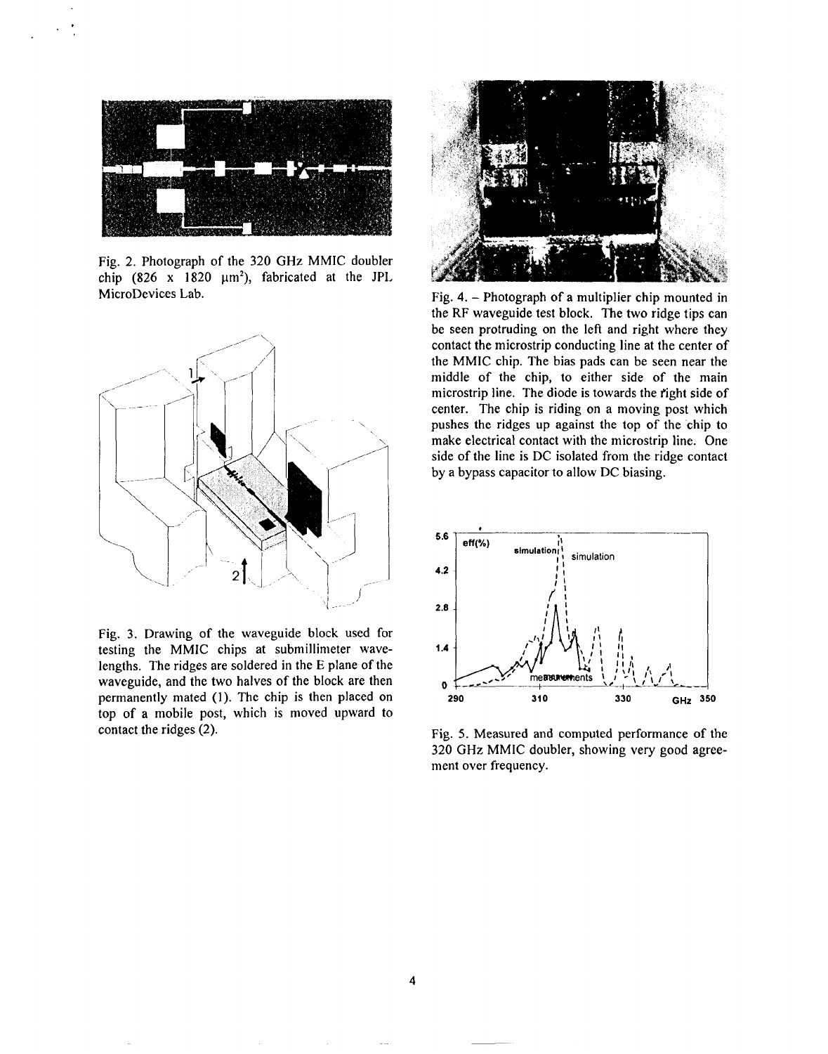Fig. 2. Photograph of the 320 GHz MMIC doubler chip (826 x 1820 $\mu m^2$), fabricated at the JPL MicroDevices Lab.

1

2

Fig. 3. Drawing of the waveguide block used for testing the MMIC chips at submillimeter wavelengths. The ridges are soldered in the E plane of the waveguide, and the two halves of the block are then permanently mated (1). The chip is then placed on top of a mobile post, which is moved upward to contact the ridges (2).

Fig. 4. – Photograph of a multiplier chip mounted in the RF waveguide test block. The two ridge tips can be seen protruding on the left and right where they contact the microstrip conducting line at the center of the MMIC chip. The bias pads can be seen near the middle of the chip, to either side of the main microstrip line. The diode is towards the right side of center. The chip is riding on a moving post which pushes the ridges up against the top of the chip to make electrical contact with the microstrip line. One side of the line is DC isolated from the ridge contact by a bypass capacitor to allow DC biasing.

eff(%)

5.6

4.2

2.8

1.4

0

simulation

simulation

measurements

290

310

330

GHz 350

Fig. 5. Measured and computed performance of the 320 GHz MMIC doubler, showing very good agreement over frequency.